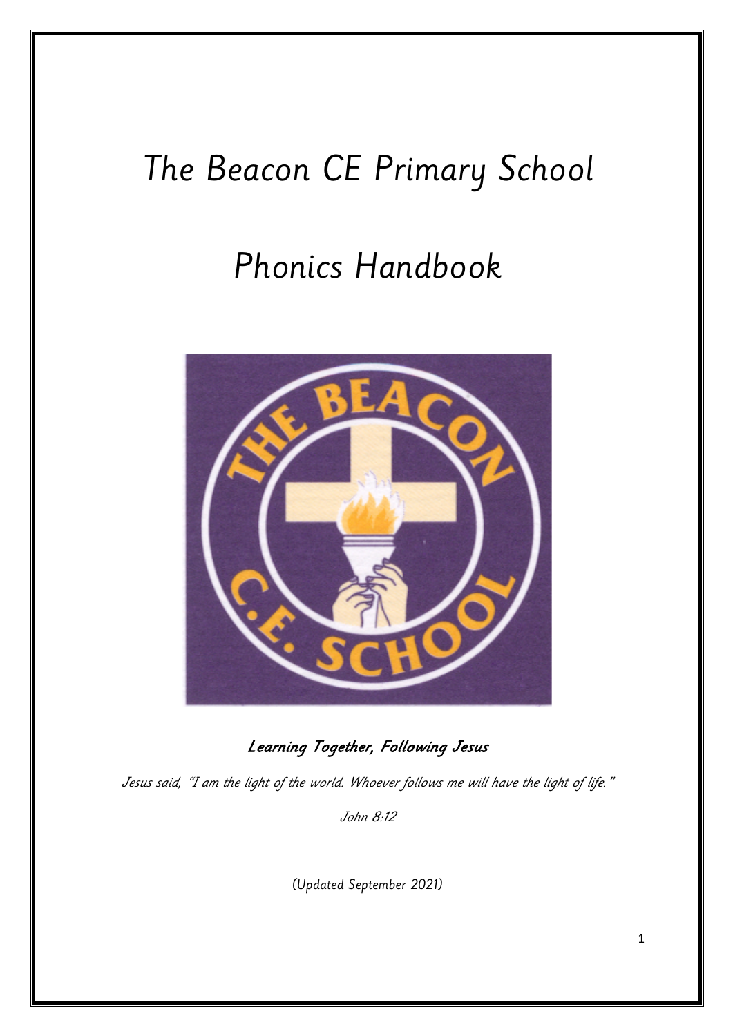# The Beacon CE Primary School

# Phonics Handbook

***Learning Together, Following Jesus***

*Jesus said, "I am the light of the world. Whoever follows me will have the light of life."*

*John 8:12*

*(Updated September 2021)*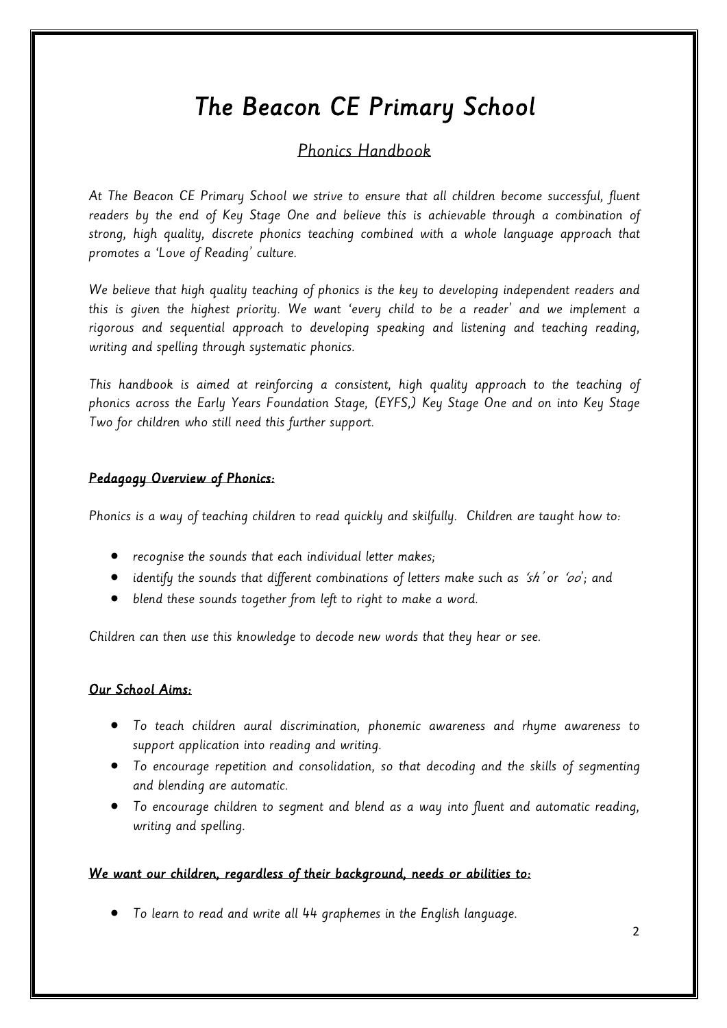# The Beacon CE Primary School

## Phonics Handbook

*At The Beacon CE Primary School we strive to ensure that all children become successful, fluent readers by the end of Key Stage One and believe this is achievable through a combination of strong, high quality, discrete phonics teaching combined with a whole language approach that promotes a 'Love of Reading' culture.*

*We believe that high quality teaching of phonics is the key to developing independent readers and this is given the highest priority. We want 'every child to be a reader' and we implement a rigorous and sequential approach to developing speaking and listening and teaching reading, writing and spelling through systematic phonics.*

*This handbook is aimed at reinforcing a consistent, high quality approach to the teaching of phonics across the Early Years Foundation Stage, (EYFS,) Key Stage One and on into Key Stage Two for children who still need this further support.*

### *Pedagogy Overview of Phonics:*

*Phonics is a way of teaching children to read quickly and skilfully. Children are taught how to:*

- *recognise the sounds that each individual letter makes;*
- *identify the sounds that different combinations of letters make such as 'sh' or 'oo'; and*
- *blend these sounds together from left to right to make a word.*

*Children can then use this knowledge to decode new words that they hear or see.*

### *Our School Aims:*

- *To teach children aural discrimination, phonemic awareness and rhyme awareness to support application into reading and writing.*
- *To encourage repetition and consolidation, so that decoding and the skills of segmenting and blending are automatic.*
- *To encourage children to segment and blend as a way into fluent and automatic reading, writing and spelling.*

### *We want our children, regardless of their background, needs or abilities to:*

- *To learn to read and write all 44 graphemes in the English language.*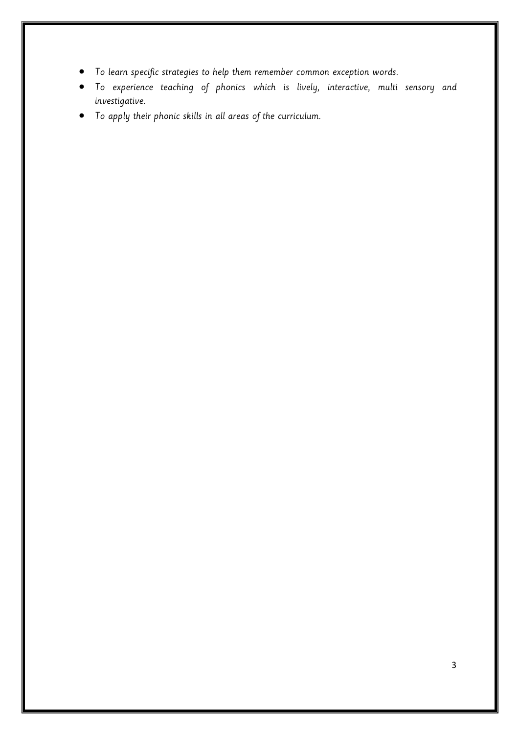- *To learn specific strategies to help them remember common exception words.*
- *To experience teaching of phonics which is lively, interactive, multi sensory and investigative.*
- *To apply their phonic skills in all areas of the curriculum.*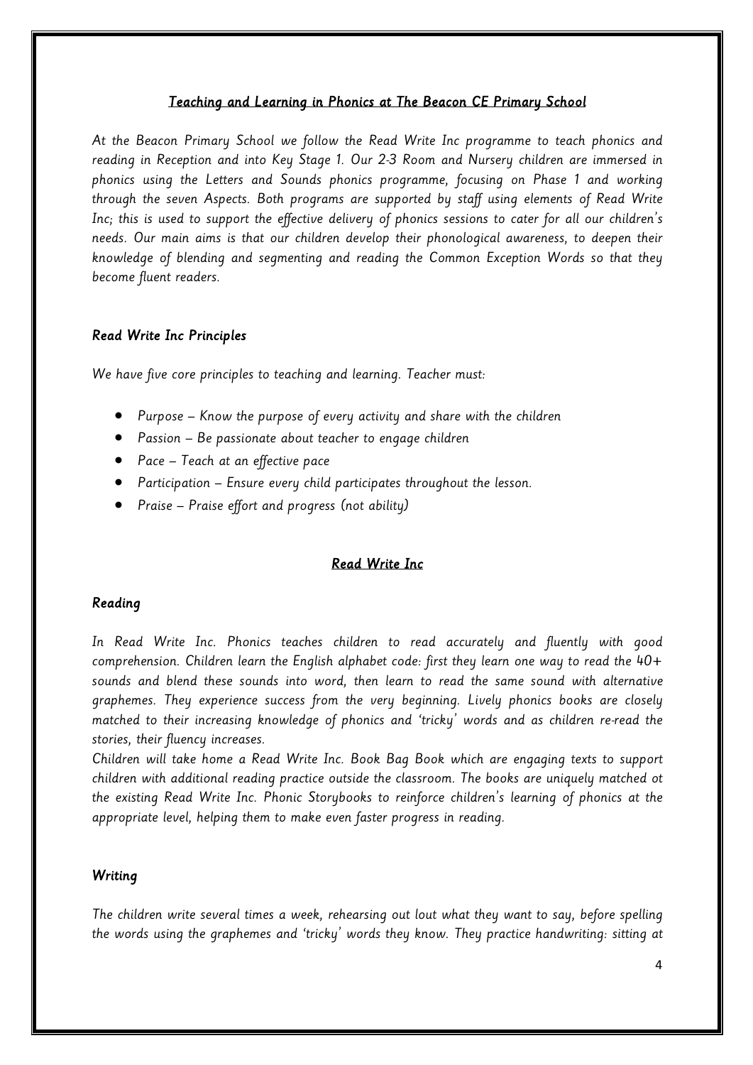## *Teaching and Learning in Phonics at The Beacon CE Primary School*

*At the Beacon Primary School we follow the Read Write Inc programme to teach phonics and reading in Reception and into Key Stage 1. Our 2-3 Room and Nursery children are immersed in phonics using the Letters and Sounds phonics programme, focusing on Phase 1 and working through the seven Aspects. Both programs are supported by staff using elements of Read Write Inc; this is used to support the effective delivery of phonics sessions to cater for all our children's needs. Our main aims is that our children develop their phonological awareness, to deepen their knowledge of blending and segmenting and reading the Common Exception Words so that they become fluent readers.*

### *Read Write Inc Principles*

*We have five core principles to teaching and learning. Teacher must:*

- *Purpose – Know the purpose of every activity and share with the children*
- *Passion – Be passionate about teacher to engage children*
- *Pace – Teach at an effective pace*
- *Participation – Ensure every child participates throughout the lesson.*
- *Praise – Praise effort and progress (not ability)*

## *Read Write Inc*

### *Reading*

*In Read Write Inc. Phonics teaches children to read accurately and fluently with good comprehension. Children learn the English alphabet code: first they learn one way to read the 40+ sounds and blend these sounds into word, then learn to read the same sound with alternative graphemes. They experience success from the very beginning. Lively phonics books are closely matched to their increasing knowledge of phonics and 'tricky' words and as children re-read the stories, their fluency increases.*
*Children will take home a Read Write Inc. Book Bag Book which are engaging texts to support children with additional reading practice outside the classroom. The books are uniquely matched ot the existing Read Write Inc. Phonic Storybooks to reinforce children's learning of phonics at the appropriate level, helping them to make even faster progress in reading.*

### *Writing*

*The children write several times a week, rehearsing out lout what they want to say, before spelling the words using the graphemes and 'tricky' words they know. They practice handwriting: sitting at*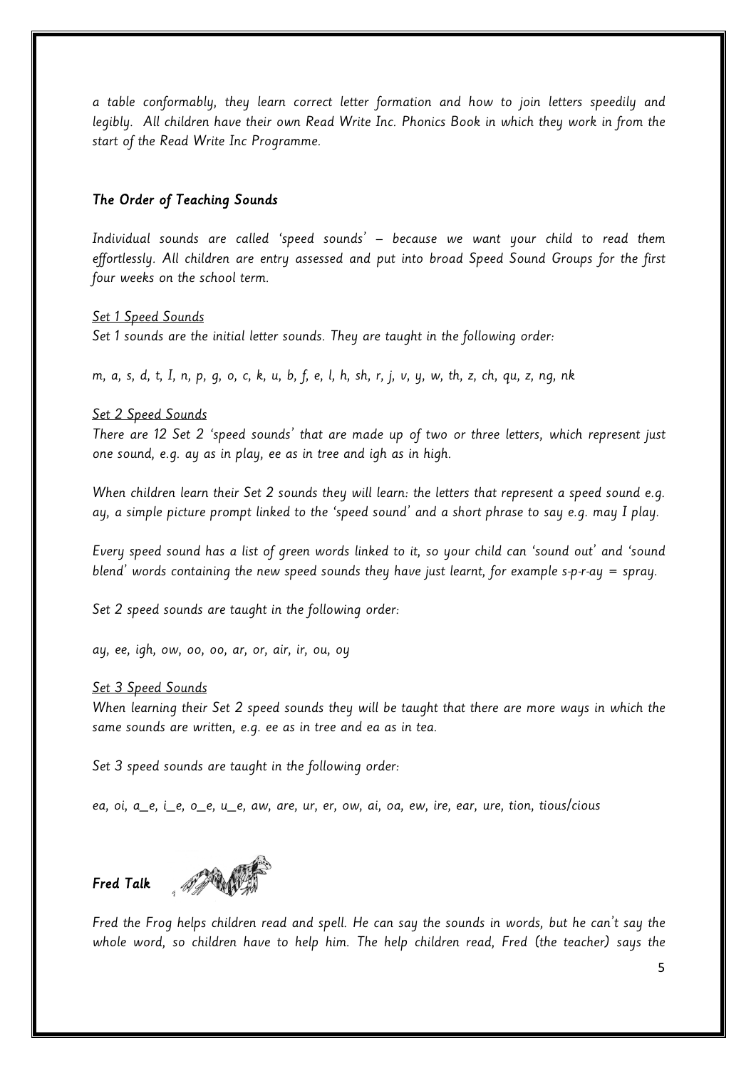*a table conformably, they learn correct letter formation and how to join letters speedily and legibly. All children have their own Read Write Inc. Phonics Book in which they work in from the start of the Read Write Inc Programme.*

### *The Order of Teaching Sounds*

*Individual sounds are called 'speed sounds' – because we want your child to read them effortlessly. All children are entry assessed and put into broad Speed Sound Groups for the first four weeks on the school term.*

*Set 1 Speed Sounds*

*Set 1 sounds are the initial letter sounds. They are taught in the following order:*

*m, a, s, d, t, I, n, p, g, o, c, k, u, b, f, e, l, h, sh, r, j, v, y, w, th, z, ch, qu, z, ng, nk*

*Set 2 Speed Sounds*

*There are 12 Set 2 'speed sounds' that are made up of two or three letters, which represent just one sound, e.g. ay as in play, ee as in tree and igh as in high.*

*When children learn their Set 2 sounds they will learn: the letters that represent a speed sound e.g. ay, a simple picture prompt linked to the 'speed sound' and a short phrase to say e.g. may I play.*

*Every speed sound has a list of green words linked to it, so your child can 'sound out' and 'sound blend' words containing the new speed sounds they have just learnt, for example s-p-r-ay = spray.*

*Set 2 speed sounds are taught in the following order:*

*ay, ee, igh, ow, oo, oo, ar, or, air, ir, ou, oy*

*Set 3 Speed Sounds*

*When learning their Set 2 speed sounds they will be taught that there are more ways in which the same sounds are written, e.g. ee as in tree and ea as in tea.*

*Set 3 speed sounds are taught in the following order:*

*ea, oi, a_e, i_e, o_e, u_e, aw, are, ur, er, ow, ai, oa, ew, ire, ear, ure, tion, tious/cious*

### *Fred Talk*

*Fred the Frog helps children read and spell. He can say the sounds in words, but he can't say the whole word, so children have to help him. The help children read, Fred (the teacher) says the*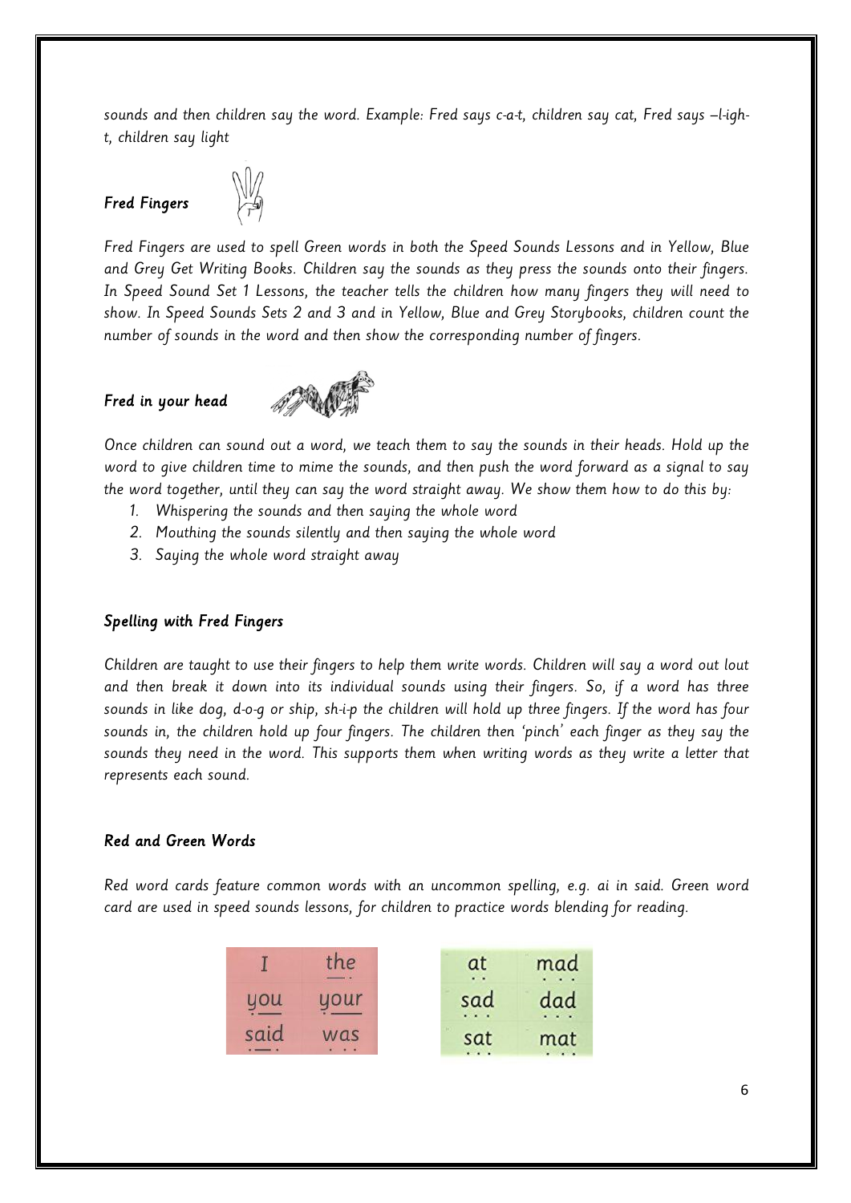*sounds and then children say the word. Example: Fred says c-a-t, children say cat, Fred says –l-igh-t, children say light*

### *Fred Fingers*

*Fred Fingers are used to spell Green words in both the Speed Sounds Lessons and in Yellow, Blue and Grey Get Writing Books. Children say the sounds as they press the sounds onto their fingers. In Speed Sound Set 1 Lessons, the teacher tells the children how many fingers they will need to show. In Speed Sounds Sets 2 and 3 and in Yellow, Blue and Grey Storybooks, children count the number of sounds in the word and then show the corresponding number of fingers.*

### *Fred in your head*

*Once children can sound out a word, we teach them to say the sounds in their heads. Hold up the word to give children time to mime the sounds, and then push the word forward as a signal to say the word together, until they can say the word straight away. We show them how to do this by:*

1. *Whispering the sounds and then saying the whole word*
2. *Mouthing the sounds silently and then saying the whole word*
3. *Saying the whole word straight away*

### *Spelling with Fred Fingers*

*Children are taught to use their fingers to help them write words. Children will say a word out lout and then break it down into its individual sounds using their fingers. So, if a word has three sounds in like dog, d-o-g or ship, sh-i-p the children will hold up three fingers. If the word has four sounds in, the children hold up four fingers. The children then 'pinch' each finger as they say the sounds they need in the word. This supports them when writing words as they write a letter that represents each sound.*

### *Red and Green Words*

*Red word cards feature common words with an uncommon spelling, e.g. ai in said. Green word card are used in speed sounds lessons, for children to practice words blending for reading.*

| I | the |
|---|---|
| you | your |
| said | was |

| at | mad |
|---|---|
| sad | dad |
| sat | mat |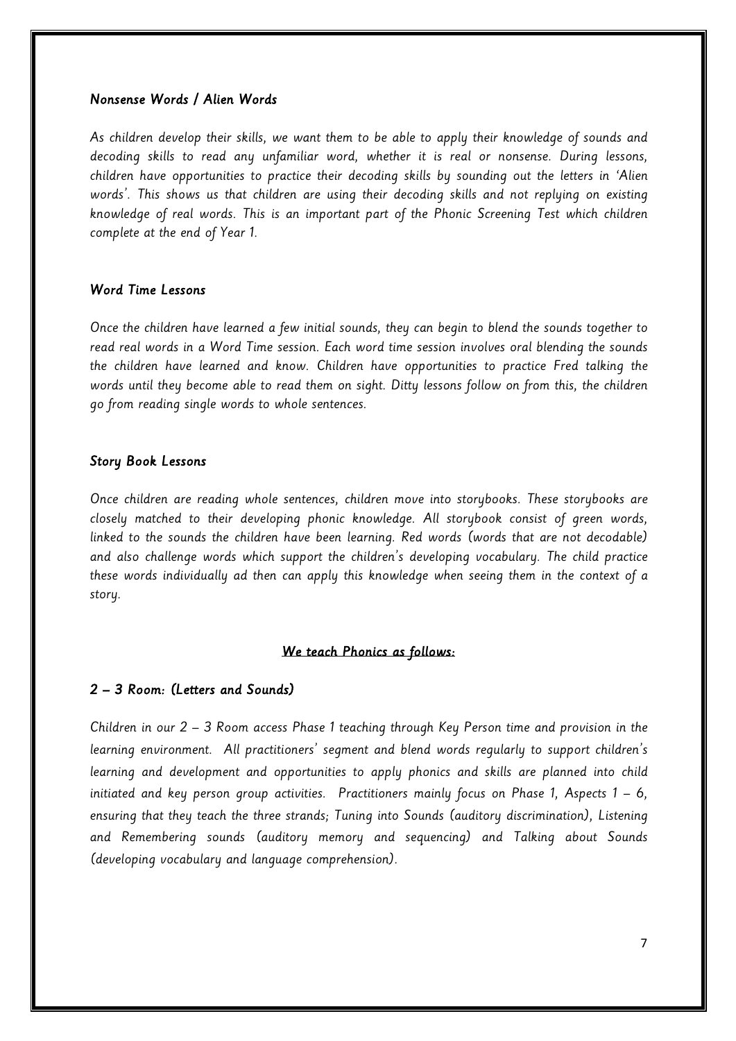### *Nonsense Words / Alien Words*

*As children develop their skills, we want them to be able to apply their knowledge of sounds and decoding skills to read any unfamiliar word, whether it is real or nonsense. During lessons, children have opportunities to practice their decoding skills by sounding out the letters in 'Alien words'. This shows us that children are using their decoding skills and not replying on existing knowledge of real words. This is an important part of the Phonic Screening Test which children complete at the end of Year 1.*

### *Word Time Lessons*

*Once the children have learned a few initial sounds, they can begin to blend the sounds together to read real words in a Word Time session. Each word time session involves oral blending the sounds the children have learned and know. Children have opportunities to practice Fred talking the words until they become able to read them on sight. Ditty lessons follow on from this, the children go from reading single words to whole sentences.*

### *Story Book Lessons*

*Once children are reading whole sentences, children move into storybooks. These storybooks are closely matched to their developing phonic knowledge. All storybook consist of green words, linked to the sounds the children have been learning. Red words (words that are not decodable) and also challenge words which support the children's developing vocabulary. The child practice these words individually ad then can apply this knowledge when seeing them in the context of a story.*

## *We teach Phonics as follows:*

### *2 – 3 Room: (Letters and Sounds)*

*Children in our 2 – 3 Room access Phase 1 teaching through Key Person time and provision in the learning environment. All practitioners' segment and blend words regularly to support children's learning and development and opportunities to apply phonics and skills are planned into child initiated and key person group activities. Practitioners mainly focus on Phase 1, Aspects 1 – 6, ensuring that they teach the three strands; Tuning into Sounds (auditory discrimination), Listening and Remembering sounds (auditory memory and sequencing) and Talking about Sounds (developing vocabulary and language comprehension).*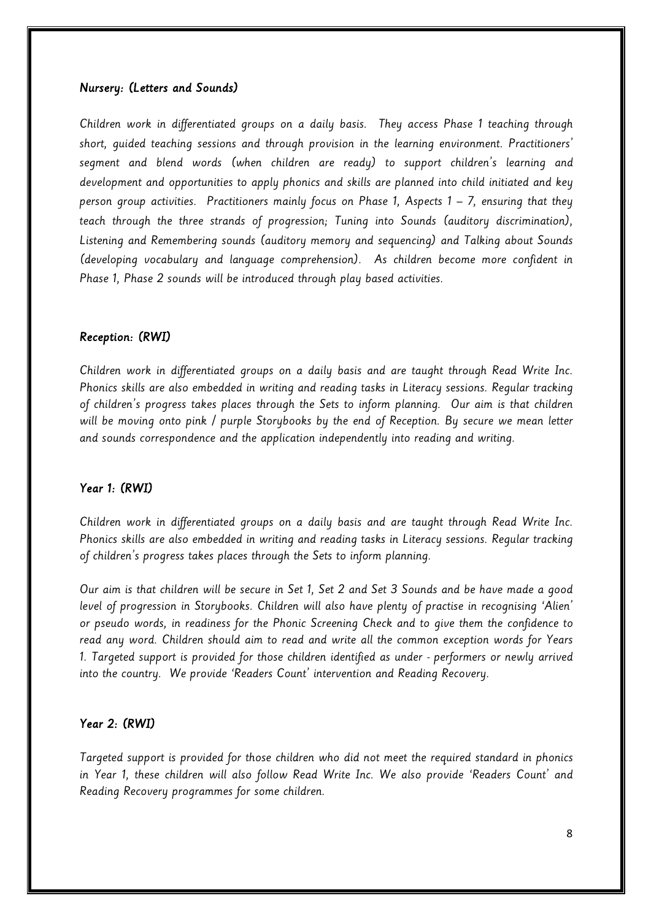### *Nursery: (Letters and Sounds)*

*Children work in differentiated groups on a daily basis. They access Phase 1 teaching through short, guided teaching sessions and through provision in the learning environment. Practitioners' segment and blend words (when children are ready) to support children's learning and development and opportunities to apply phonics and skills are planned into child initiated and key person group activities. Practitioners mainly focus on Phase 1, Aspects 1 – 7, ensuring that they teach through the three strands of progression; Tuning into Sounds (auditory discrimination), Listening and Remembering sounds (auditory memory and sequencing) and Talking about Sounds (developing vocabulary and language comprehension). As children become more confident in Phase 1, Phase 2 sounds will be introduced through play based activities.*

### *Reception: (RWI)*

*Children work in differentiated groups on a daily basis and are taught through Read Write Inc. Phonics skills are also embedded in writing and reading tasks in Literacy sessions. Regular tracking of children's progress takes places through the Sets to inform planning. Our aim is that children will be moving onto pink / purple Storybooks by the end of Reception. By secure we mean letter and sounds correspondence and the application independently into reading and writing.*

### *Year 1: (RWI)*

*Children work in differentiated groups on a daily basis and are taught through Read Write Inc. Phonics skills are also embedded in writing and reading tasks in Literacy sessions. Regular tracking of children's progress takes places through the Sets to inform planning.*

*Our aim is that children will be secure in Set 1, Set 2 and Set 3 Sounds and be have made a good level of progression in Storybooks. Children will also have plenty of practise in recognising 'Alien' or pseudo words, in readiness for the Phonic Screening Check and to give them the confidence to read any word. Children should aim to read and write all the common exception words for Years 1. Targeted support is provided for those children identified as under - performers or newly arrived into the country. We provide 'Readers Count' intervention and Reading Recovery.*

### *Year 2: (RWI)*

*Targeted support is provided for those children who did not meet the required standard in phonics in Year 1, these children will also follow Read Write Inc. We also provide 'Readers Count' and Reading Recovery programmes for some children.*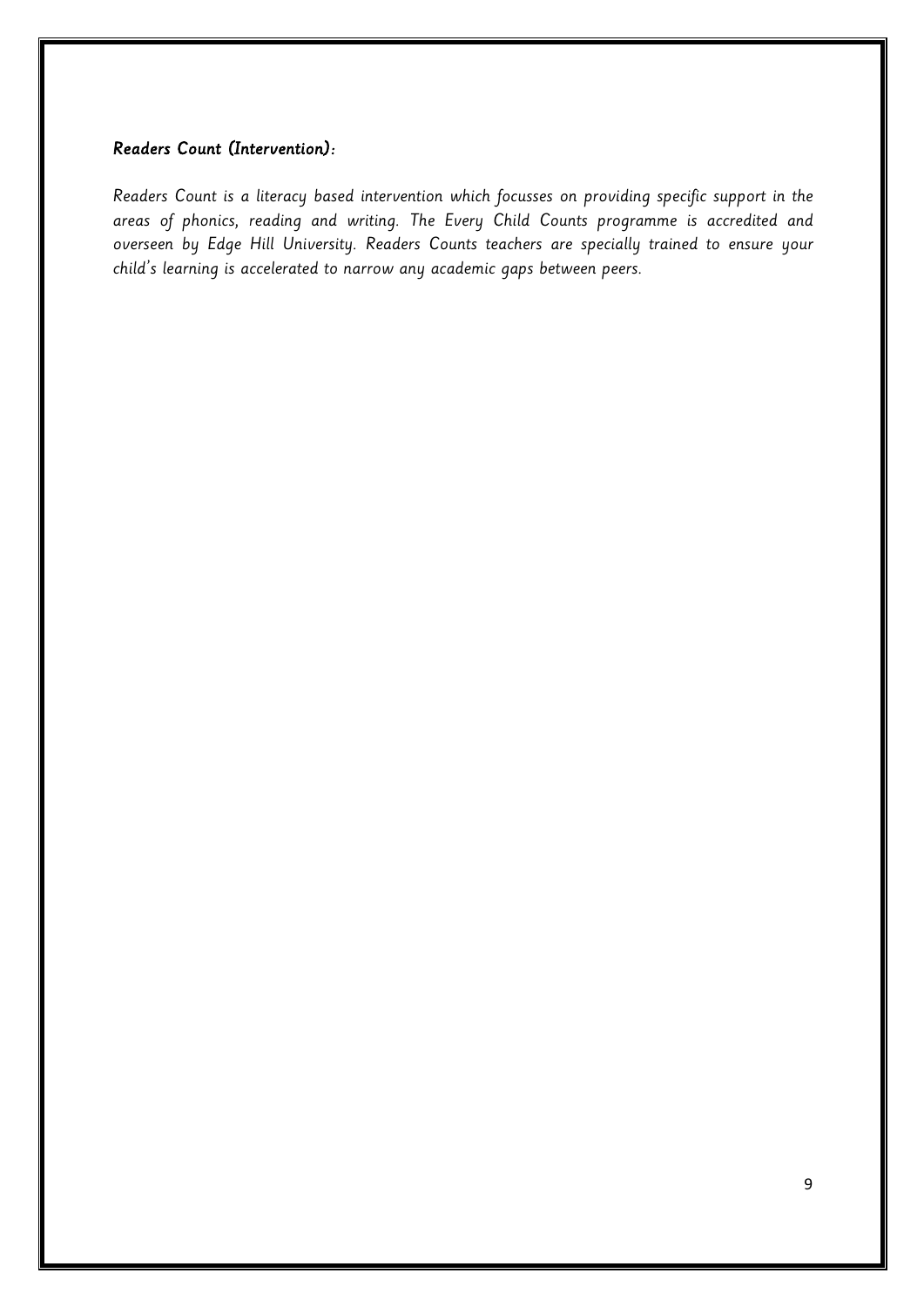***Readers Count (Intervention):***

*Readers Count is a literacy based intervention which focusses on providing specific support in the areas of phonics, reading and writing. The Every Child Counts programme is accredited and overseen by Edge Hill University. Readers Counts teachers are specially trained to ensure your child's learning is accelerated to narrow any academic gaps between peers.*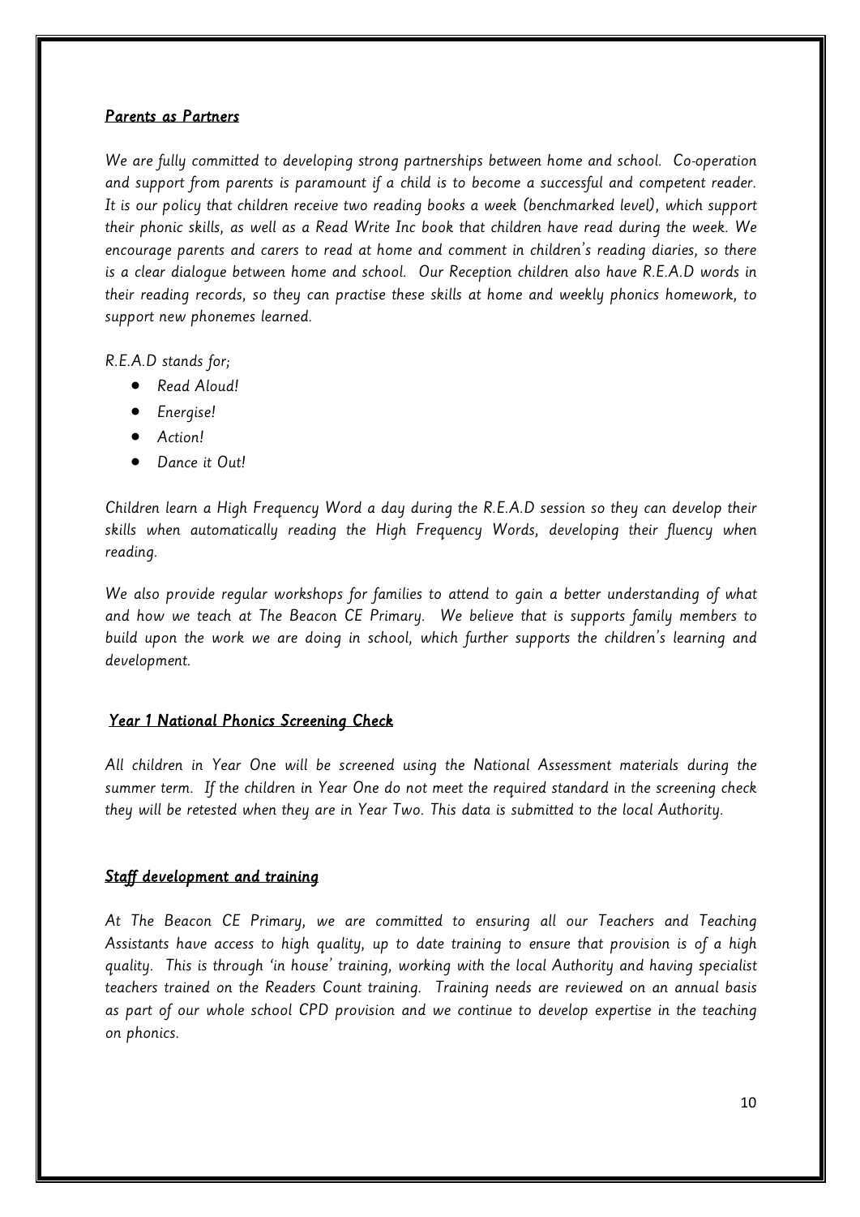## *Parents as Partners*

*We are fully committed to developing strong partnerships between home and school. Co-operation and support from parents is paramount if a child is to become a successful and competent reader. It is our policy that children receive two reading books a week (benchmarked level), which support their phonic skills, as well as a Read Write Inc book that children have read during the week. We encourage parents and carers to read at home and comment in children's reading diaries, so there is a clear dialogue between home and school. Our Reception children also have R.E.A.D words in their reading records, so they can practise these skills at home and weekly phonics homework, to support new phonemes learned.*

*R.E.A.D stands for;*

- *Read Aloud!*
- *Energise!*
- *Action!*
- *Dance it Out!*

*Children learn a High Frequency Word a day during the R.E.A.D session so they can develop their skills when automatically reading the High Frequency Words, developing their fluency when reading.*

*We also provide regular workshops for families to attend to gain a better understanding of what and how we teach at The Beacon CE Primary. We believe that is supports family members to build upon the work we are doing in school, which further supports the children's learning and development.*

## *Year 1 National Phonics Screening Check*

*All children in Year One will be screened using the National Assessment materials during the summer term. If the children in Year One do not meet the required standard in the screening check they will be retested when they are in Year Two. This data is submitted to the local Authority.*

## *Staff development and training*

*At The Beacon CE Primary, we are committed to ensuring all our Teachers and Teaching Assistants have access to high quality, up to date training to ensure that provision is of a high quality. This is through 'in house' training, working with the local Authority and having specialist teachers trained on the Readers Count training. Training needs are reviewed on an annual basis as part of our whole school CPD provision and we continue to develop expertise in the teaching on phonics.*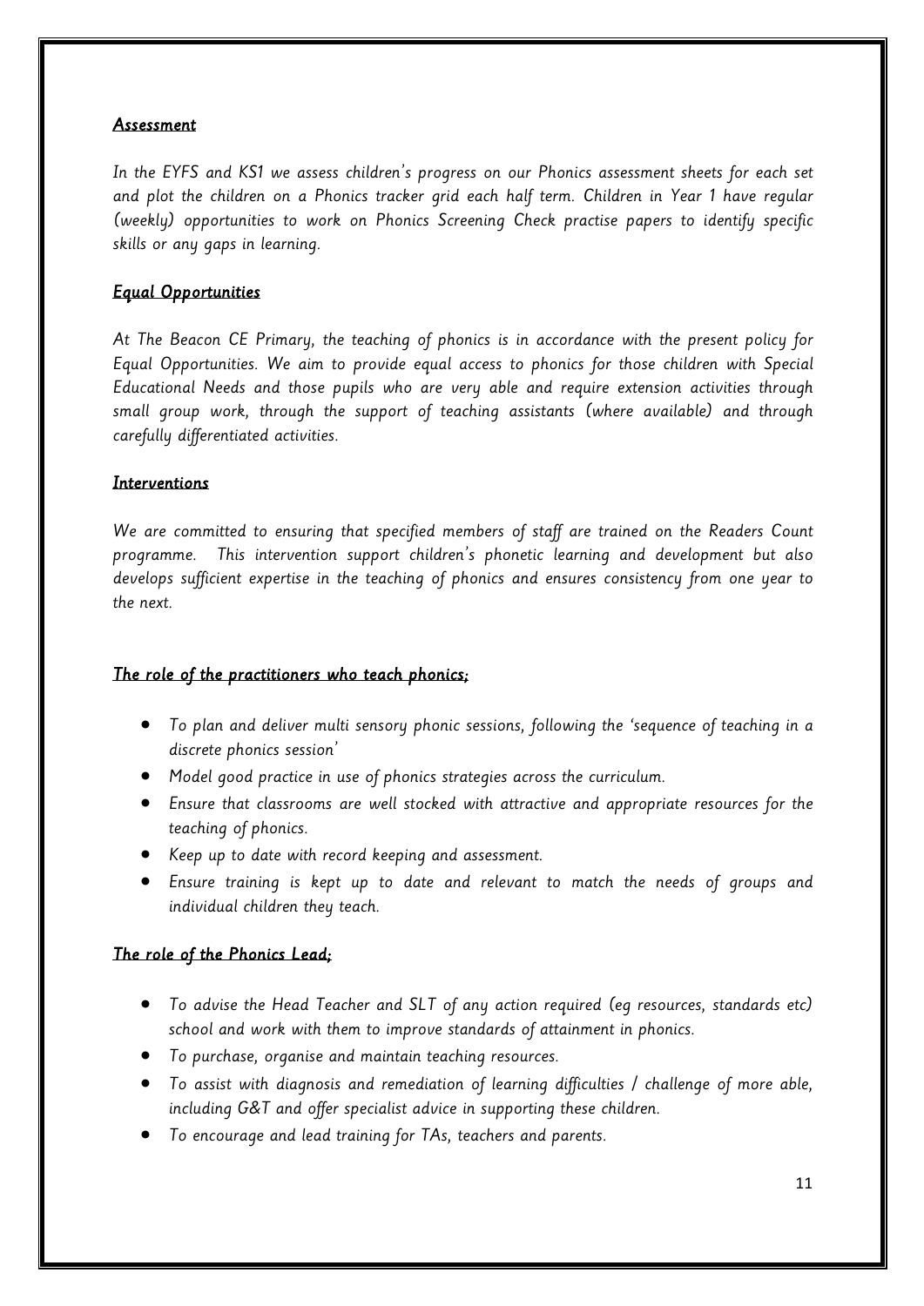## *Assessment*

*In the EYFS and KS1 we assess children's progress on our Phonics assessment sheets for each set and plot the children on a Phonics tracker grid each half term. Children in Year 1 have regular (weekly) opportunities to work on Phonics Screening Check practise papers to identify specific skills or any gaps in learning.*

## *Equal Opportunities*

*At The Beacon CE Primary, the teaching of phonics is in accordance with the present policy for Equal Opportunities. We aim to provide equal access to phonics for those children with Special Educational Needs and those pupils who are very able and require extension activities through small group work, through the support of teaching assistants (where available) and through carefully differentiated activities.*

## *Interventions*

*We are committed to ensuring that specified members of staff are trained on the Readers Count programme. This intervention support children's phonetic learning and development but also develops sufficient expertise in the teaching of phonics and ensures consistency from one year to the next.*

## *The role of the practitioners who teach phonics;*

- *To plan and deliver multi sensory phonic sessions, following the 'sequence of teaching in a discrete phonics session'*
- *Model good practice in use of phonics strategies across the curriculum.*
- *Ensure that classrooms are well stocked with attractive and appropriate resources for the teaching of phonics.*
- *Keep up to date with record keeping and assessment.*
- *Ensure training is kept up to date and relevant to match the needs of groups and individual children they teach.*

## *The role of the Phonics Lead;*

- *To advise the Head Teacher and SLT of any action required (eg resources, standards etc) school and work with them to improve standards of attainment in phonics.*
- *To purchase, organise and maintain teaching resources.*
- *To assist with diagnosis and remediation of learning difficulties / challenge of more able, including G&T and offer specialist advice in supporting these children.*
- *To encourage and lead training for TAs, teachers and parents.*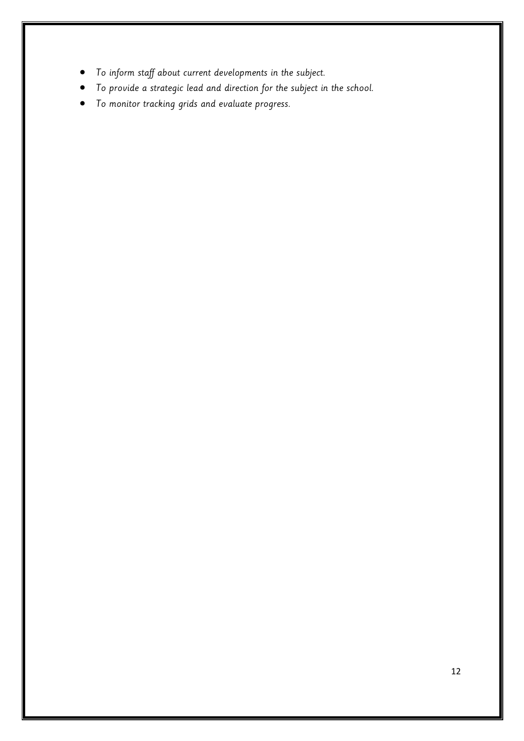- *To inform staff about current developments in the subject.*
- *To provide a strategic lead and direction for the subject in the school.*
- *To monitor tracking grids and evaluate progress.*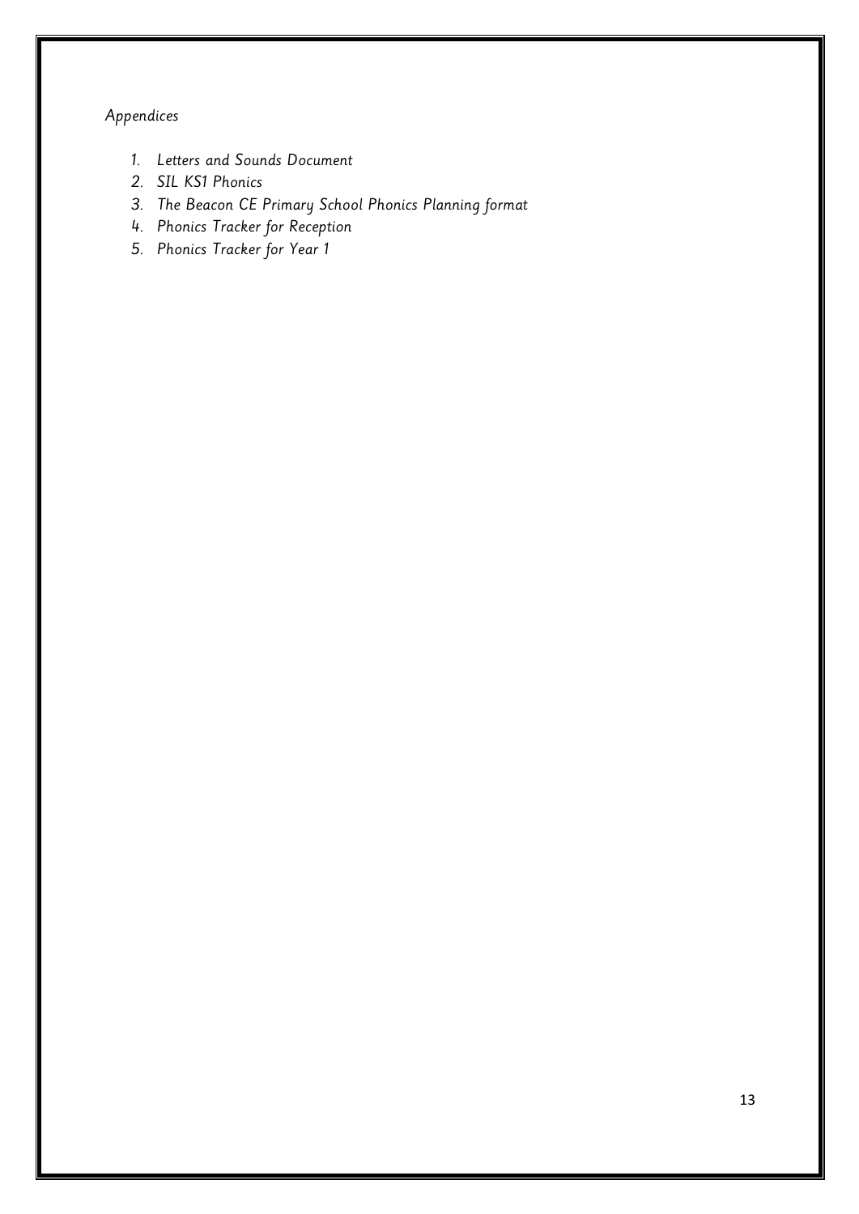*Appendices*

1. *Letters and Sounds Document*
2. *SIL KS1 Phonics*
3. *The Beacon CE Primary School Phonics Planning format*
4. *Phonics Tracker for Reception*
5. *Phonics Tracker for Year 1*